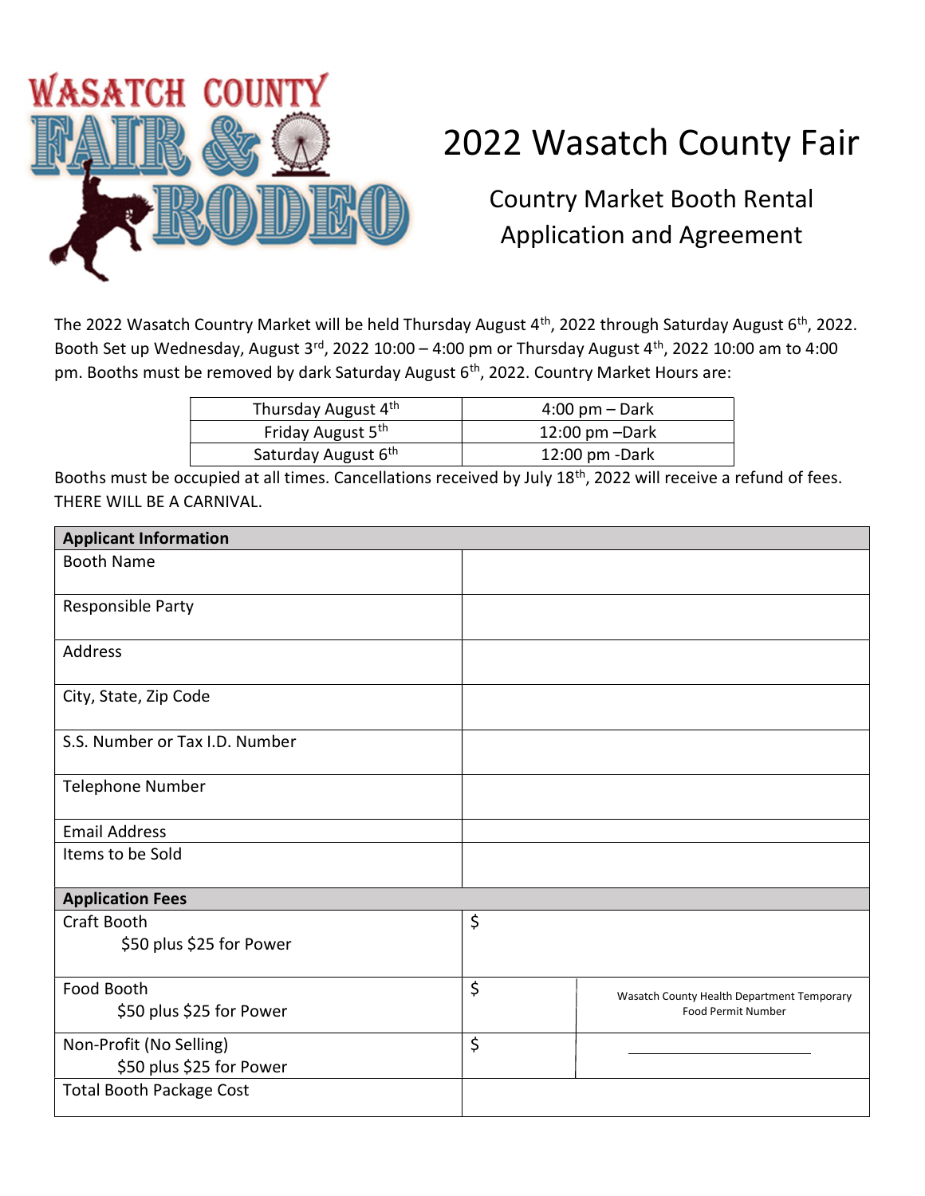WASATCH COUNTY FAIR & RODEO

# 2022 Wasatch County Fair

## Country Market Booth Rental Application and Agreement

The 2022 Wasatch Country Market will be held Thursday August 4th, 2022 through Saturday August 6th, 2022. Booth Set up Wednesday, August 3rd, 2022 10:00 – 4:00 pm or Thursday August 4th, 2022 10:00 am to 4:00 pm. Booths must be removed by dark Saturday August 6th, 2022. Country Market Hours are:

| | |
|---|---|
| Thursday August 4th | 4:00 pm – Dark |
| Friday August 5th | 12:00 pm –Dark |
| Saturday August 6th | 12:00 pm -Dark |

Booths must be occupied at all times. Cancellations received by July 18th, 2022 will receive a refund of fees. THERE WILL BE A CARNIVAL.

| **Applicant Information** | | |
|---|---|---|
| Booth Name | | |
| Responsible Party | | |
| Address | | |
| City, State, Zip Code | | |
| S.S. Number or Tax I.D. Number | | |
| Telephone Number | | |
| Email Address | | |
| Items to be Sold | | |
| **Application Fees** | | |
| Craft Booth<br>$50 plus $25 for Power | $ | |
| Food Booth<br>$50 plus $25 for Power | $ | Wasatch County Health Department Temporary Food Permit Number |
| Non-Profit (No Selling)<br>$50 plus $25 for Power | $ | ______________________ |
| Total Booth Package Cost | | |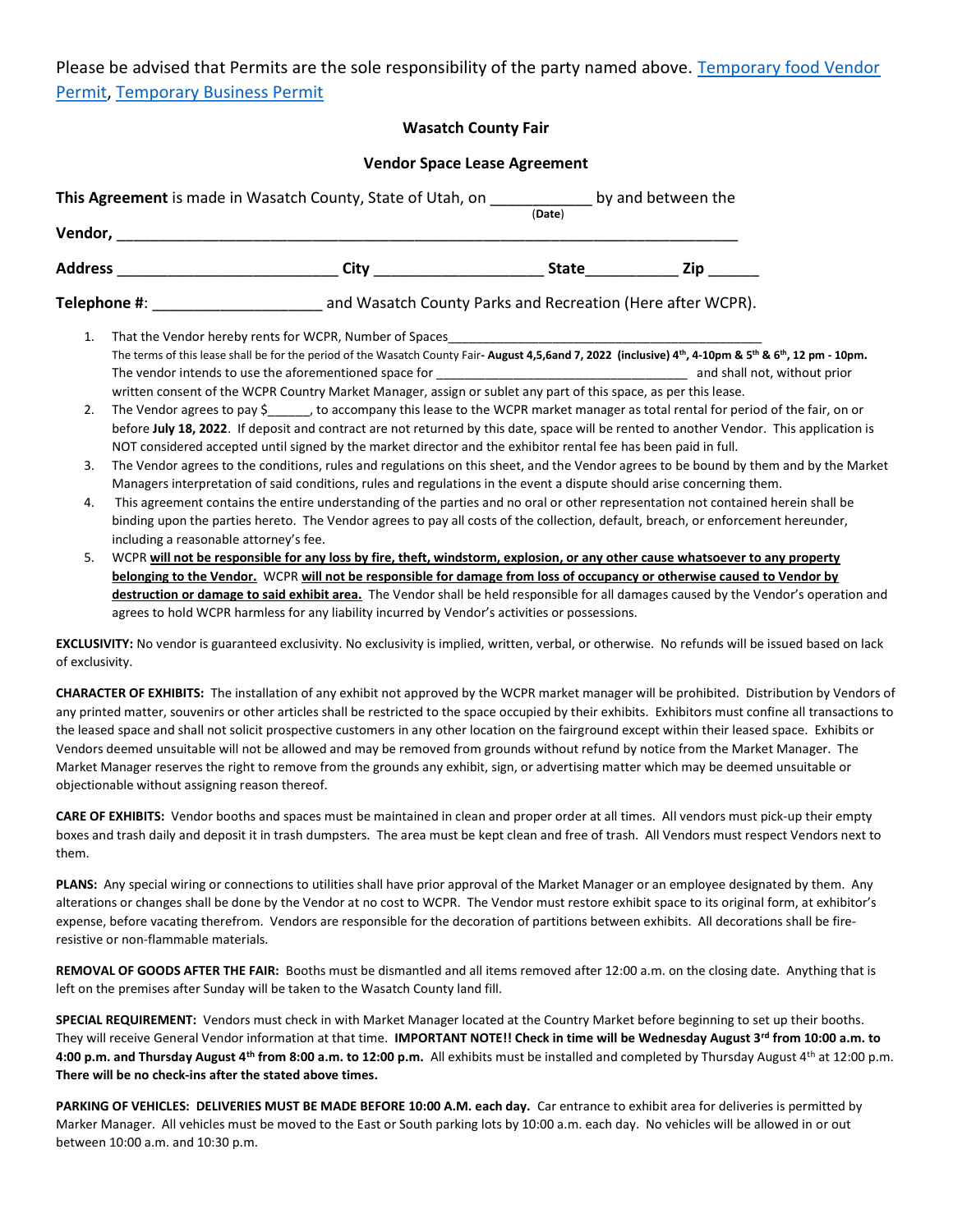Please be advised that Permits are the sole responsibility of the party named above. [Temporary food Vendor Permit], [Temporary Business Permit]

**Wasatch County Fair**

**Vendor Space Lease Agreement**

**This Agreement** is made in Wasatch County, State of Utah, on ____________ by and between the
(**Date**)

**Vendor,** ______________________________________________________________________________

**Address** __________________________ **City** ___________________ **State**__________ **Zip** ______

**Telephone #**: ____________________ and Wasatch County Parks and Recreation (Here after WCPR).

1. That the Vendor hereby rents for WCPR, Number of Spaces______________________________________________
   The terms of this lease shall be for the period of the Wasatch County Fair**- August 4,5,6and 7, 2022 (inclusive) 4th, 4-10pm & 5th & 6th, 12 pm - 10pm.** The vendor intends to use the aforementioned space for ___________________________________ and shall not, without prior written consent of the WCPR Country Market Manager, assign or sublet any part of this space, as per this lease.
2. The Vendor agrees to pay $______, to accompany this lease to the WCPR market manager as total rental for period of the fair, on or before **July 18, 2022**. If deposit and contract are not returned by this date, space will be rented to another Vendor. This application is NOT considered accepted until signed by the market director and the exhibitor rental fee has been paid in full.
3. The Vendor agrees to the conditions, rules and regulations on this sheet, and the Vendor agrees to be bound by them and by the Market Managers interpretation of said conditions, rules and regulations in the event a dispute should arise concerning them.
4. This agreement contains the entire understanding of the parties and no oral or other representation not contained herein shall be binding upon the parties hereto. The Vendor agrees to pay all costs of the collection, default, breach, or enforcement hereunder, including a reasonable attorney's fee.
5. WCPR **will not be responsible for any loss by fire, theft, windstorm, explosion, or any other cause whatsoever to any property belonging to the Vendor.** WCPR **will not be responsible for damage from loss of occupancy or otherwise caused to Vendor by destruction or damage to said exhibit area.** The Vendor shall be held responsible for all damages caused by the Vendor's operation and agrees to hold WCPR harmless for any liability incurred by Vendor's activities or possessions.

**EXCLUSIVITY:** No vendor is guaranteed exclusivity. No exclusivity is implied, written, verbal, or otherwise. No refunds will be issued based on lack of exclusivity.

**CHARACTER OF EXHIBITS:** The installation of any exhibit not approved by the WCPR market manager will be prohibited. Distribution by Vendors of any printed matter, souvenirs or other articles shall be restricted to the space occupied by their exhibits. Exhibitors must confine all transactions to the leased space and shall not solicit prospective customers in any other location on the fairground except within their leased space. Exhibits or Vendors deemed unsuitable will not be allowed and may be removed from grounds without refund by notice from the Market Manager. The Market Manager reserves the right to remove from the grounds any exhibit, sign, or advertising matter which may be deemed unsuitable or objectionable without assigning reason thereof.

**CARE OF EXHIBITS:** Vendor booths and spaces must be maintained in clean and proper order at all times. All vendors must pick-up their empty boxes and trash daily and deposit it in trash dumpsters. The area must be kept clean and free of trash. All Vendors must respect Vendors next to them.

**PLANS:** Any special wiring or connections to utilities shall have prior approval of the Market Manager or an employee designated by them. Any alterations or changes shall be done by the Vendor at no cost to WCPR. The Vendor must restore exhibit space to its original form, at exhibitor's expense, before vacating therefrom. Vendors are responsible for the decoration of partitions between exhibits. All decorations shall be fire-resistive or non-flammable materials.

**REMOVAL OF GOODS AFTER THE FAIR:** Booths must be dismantled and all items removed after 12:00 a.m. on the closing date. Anything that is left on the premises after Sunday will be taken to the Wasatch County land fill.

**SPECIAL REQUIREMENT:** Vendors must check in with Market Manager located at the Country Market before beginning to set up their booths. They will receive General Vendor information at that time. **IMPORTANT NOTE!! Check in time will be Wednesday August 3rd from 10:00 a.m. to 4:00 p.m. and Thursday August 4th from 8:00 a.m. to 12:00 p.m.** All exhibits must be installed and completed by Thursday August 4th at 12:00 p.m. **There will be no check-ins after the stated above times.**

**PARKING OF VEHICLES: DELIVERIES MUST BE MADE BEFORE 10:00 A.M. each day.** Car entrance to exhibit area for deliveries is permitted by Marker Manager. All vehicles must be moved to the East or South parking lots by 10:00 a.m. each day. No vehicles will be allowed in or out between 10:00 a.m. and 10:30 p.m.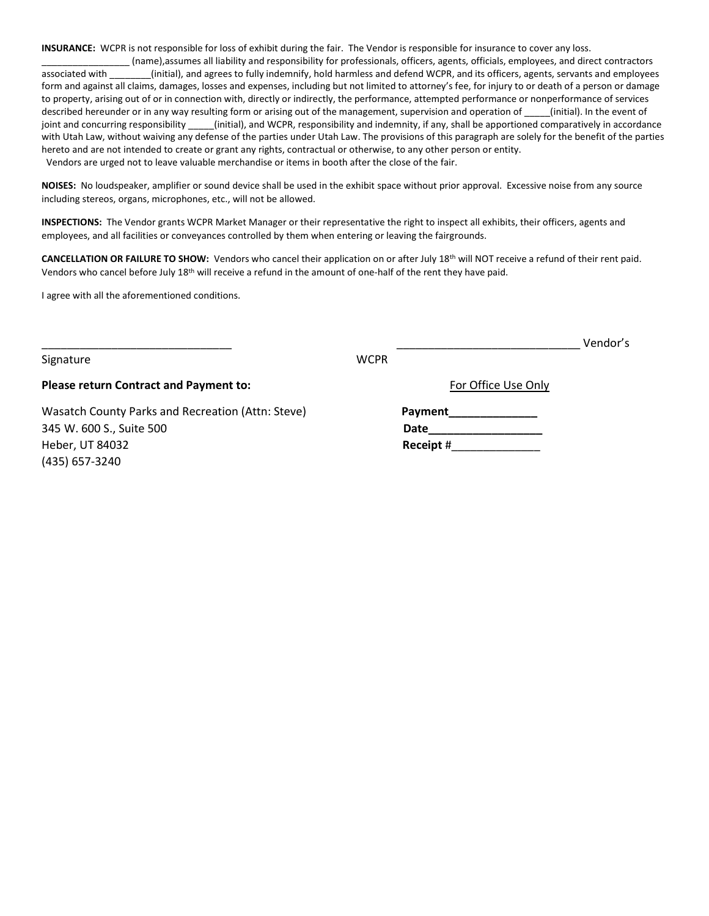**INSURANCE:** WCPR is not responsible for loss of exhibit during the fair. The Vendor is responsible for insurance to cover any loss. _________________ (name),assumes all liability and responsibility for professionals, officers, agents, officials, employees, and direct contractors associated with ________(initial), and agrees to fully indemnify, hold harmless and defend WCPR, and its officers, agents, servants and employees form and against all claims, damages, losses and expenses, including but not limited to attorney's fee, for injury to or death of a person or damage to property, arising out of or in connection with, directly or indirectly, the performance, attempted performance or nonperformance of services described hereunder or in any way resulting form or arising out of the management, supervision and operation of _____(initial). In the event of joint and concurring responsibility _____(initial), and WCPR, responsibility and indemnity, if any, shall be apportioned comparatively in accordance with Utah Law, without waiving any defense of the parties under Utah Law. The provisions of this paragraph are solely for the benefit of the parties hereto and are not intended to create or grant any rights, contractual or otherwise, to any other person or entity.
Vendors are urged not to leave valuable merchandise or items in booth after the close of the fair.

**NOISES:** No loudspeaker, amplifier or sound device shall be used in the exhibit space without prior approval. Excessive noise from any source including stereos, organs, microphones, etc., will not be allowed.

**INSPECTIONS:** The Vendor grants WCPR Market Manager or their representative the right to inspect all exhibits, their officers, agents and employees, and all facilities or conveyances controlled by them when entering or leaving the fairgrounds.

**CANCELLATION OR FAILURE TO SHOW:** Vendors who cancel their application on or after July 18th will NOT receive a refund of their rent paid. Vendors who cancel before July 18th will receive a refund in the amount of one-half of the rent they have paid.

I agree with all the aforementioned conditions.

_______________________________ _____________________________ Vendor's

Signature WCPR

**Please return Contract and Payment to:**

Wasatch County Parks and Recreation (Attn: Steve)
345 W. 600 S., Suite 500
Heber, UT 84032
(435) 657-3240

For Office Use Only

**Payment**______________
**Date**__________________
**Receipt** #______________